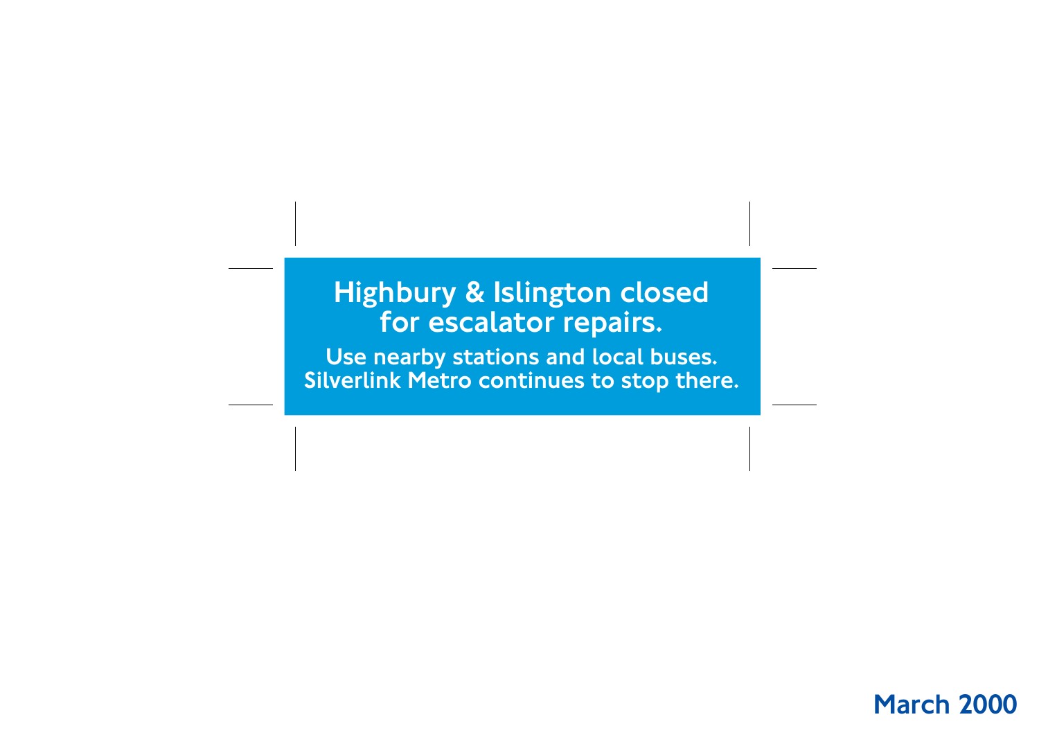**Highbury & Islington closed for escalator repairs.**

**Use nearby stations and local buses. Silverlink Metro continues to stop there.**

**March 2000**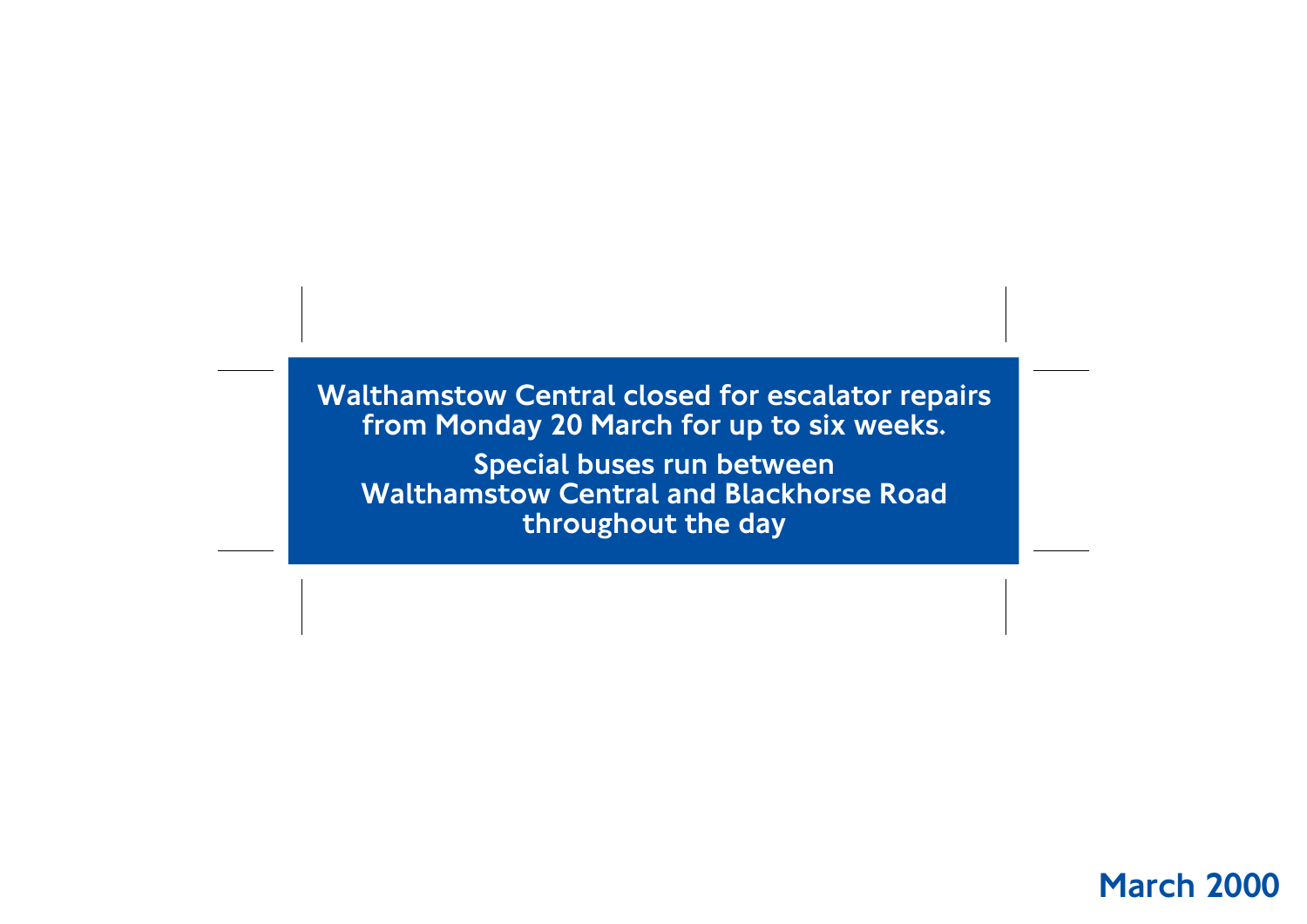**Walthamstow Central closed for escalator repairs from Monday 20 March for up to six weeks.**

**Special buses run between Walthamstow Central and Blackhorse Road throughout the day**

**March 2000**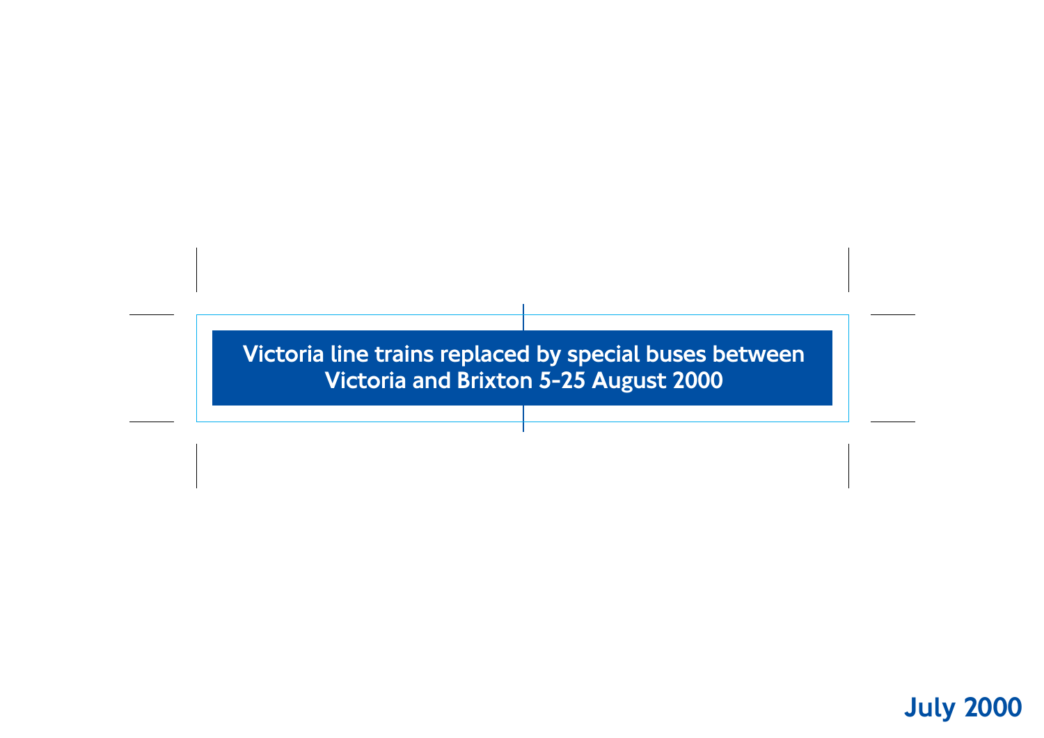Victoria line trains replaced by special buses between Victoria and Brixton 5-25 August 2000

July 2000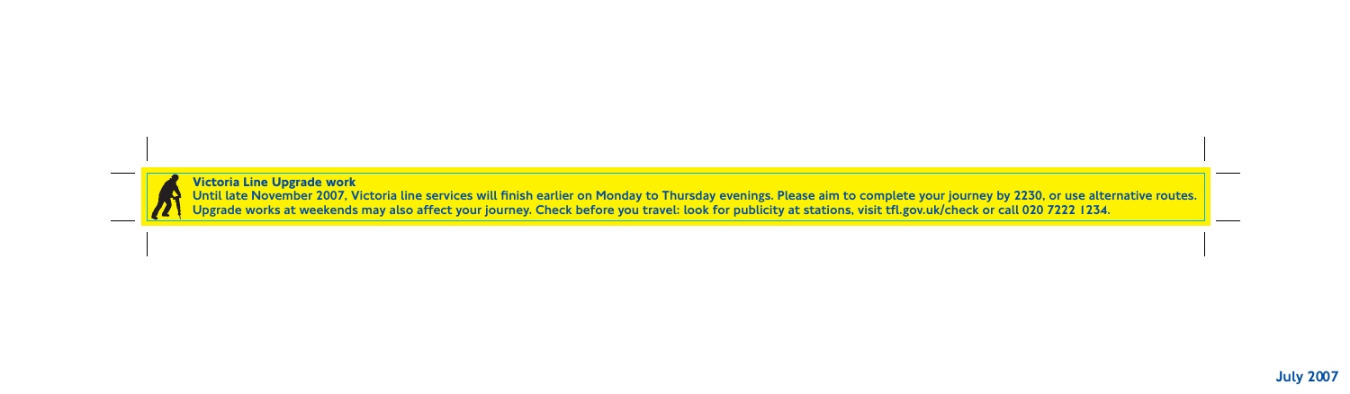**Victoria Line Upgrade work**

Until late November 2007, Victoria line services will finish earlier on Monday to Thursday evenings. Please aim to complete your journey by 2230, or use alternative routes. Upgrade works at weekends may also affect your journey. Check before you travel: look for publicity at stations, visit tfl.gov.uk/check or call 020 7222 1234.

July 2007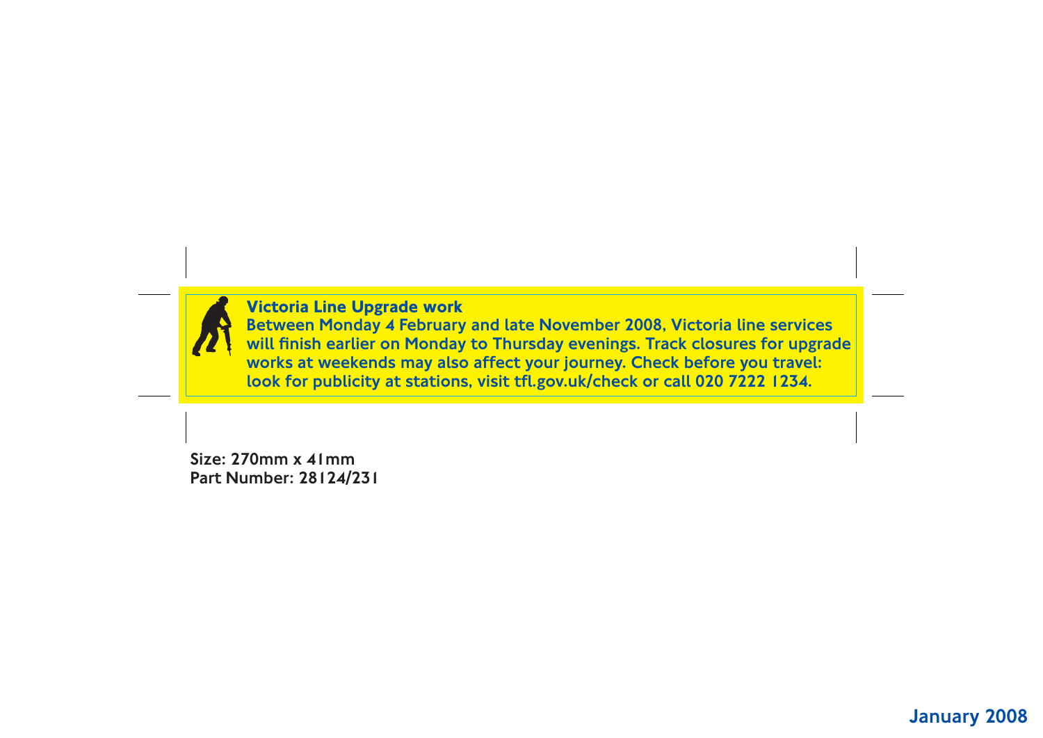**Victoria Line Upgrade work**

Between Monday 4 February and late November 2008, Victoria line services will finish earlier on Monday to Thursday evenings. Track closures for upgrade works at weekends may also affect your journey. Check before you travel: look for publicity at stations, visit tfl.gov.uk/check or call 020 7222 1234.

Size: 270mm x 41mm
Part Number: 28124/231

January 2008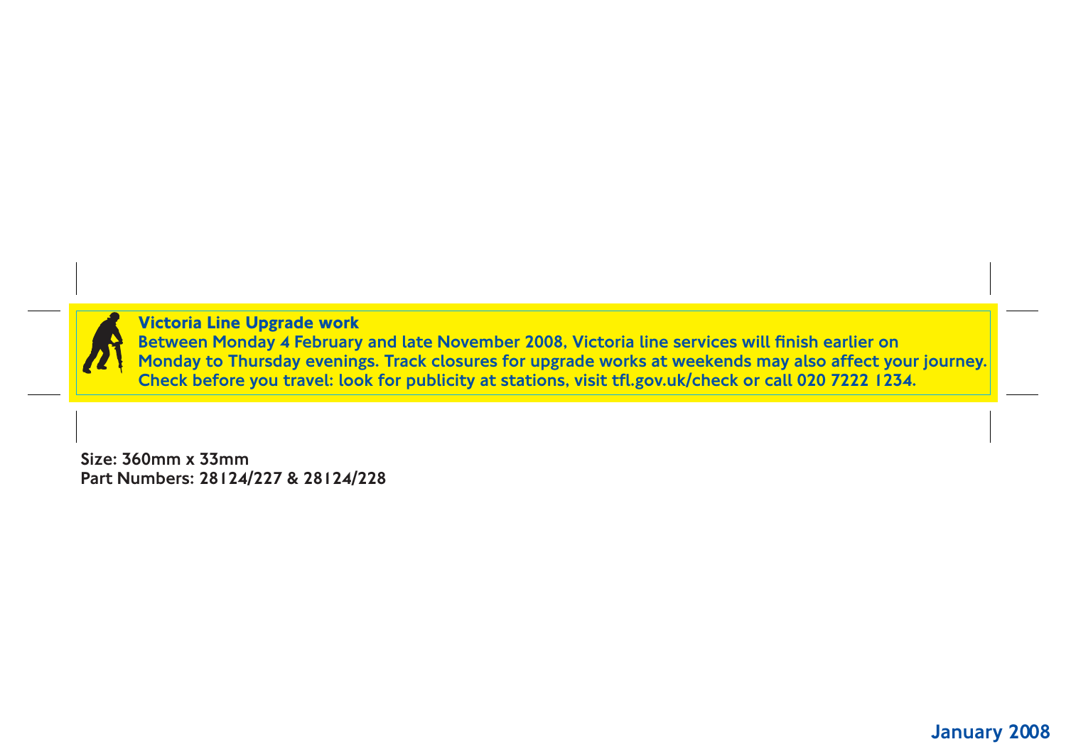**Victoria Line Upgrade work**

Between Monday 4 February and late November 2008, Victoria line services will finish earlier on Monday to Thursday evenings. Track closures for upgrade works at weekends may also affect your journey. Check before you travel: look for publicity at stations, visit tfl.gov.uk/check or call 020 7222 1234.

Size: 360mm x 33mm
Part Numbers: 28124/227 & 28124/228

January 2008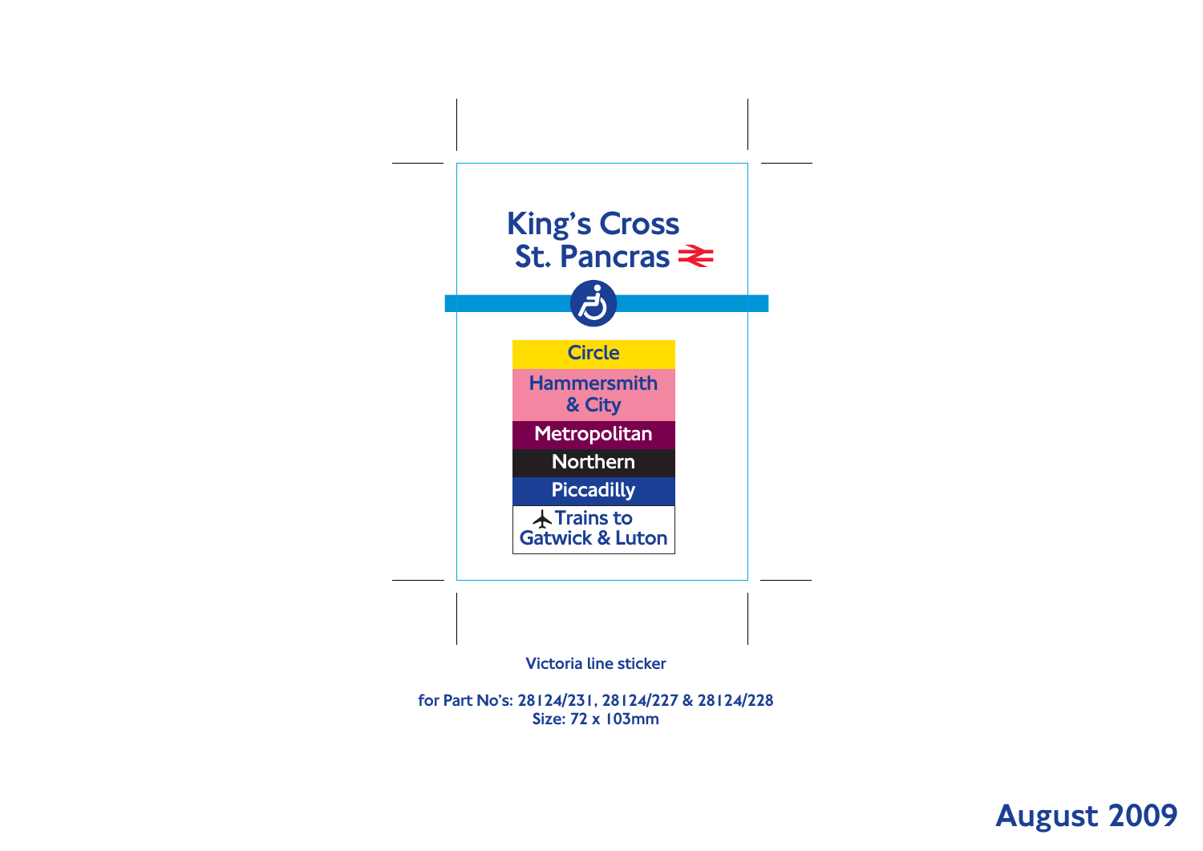King's Cross
St. Pancras

Circle

Hammersmith & City

Metropolitan

Northern

Piccadilly

Trains to Gatwick & Luton

Victoria line sticker

for Part No's: 28124/231, 28124/227 & 28124/228
Size: 72 x 103mm

**August 2009**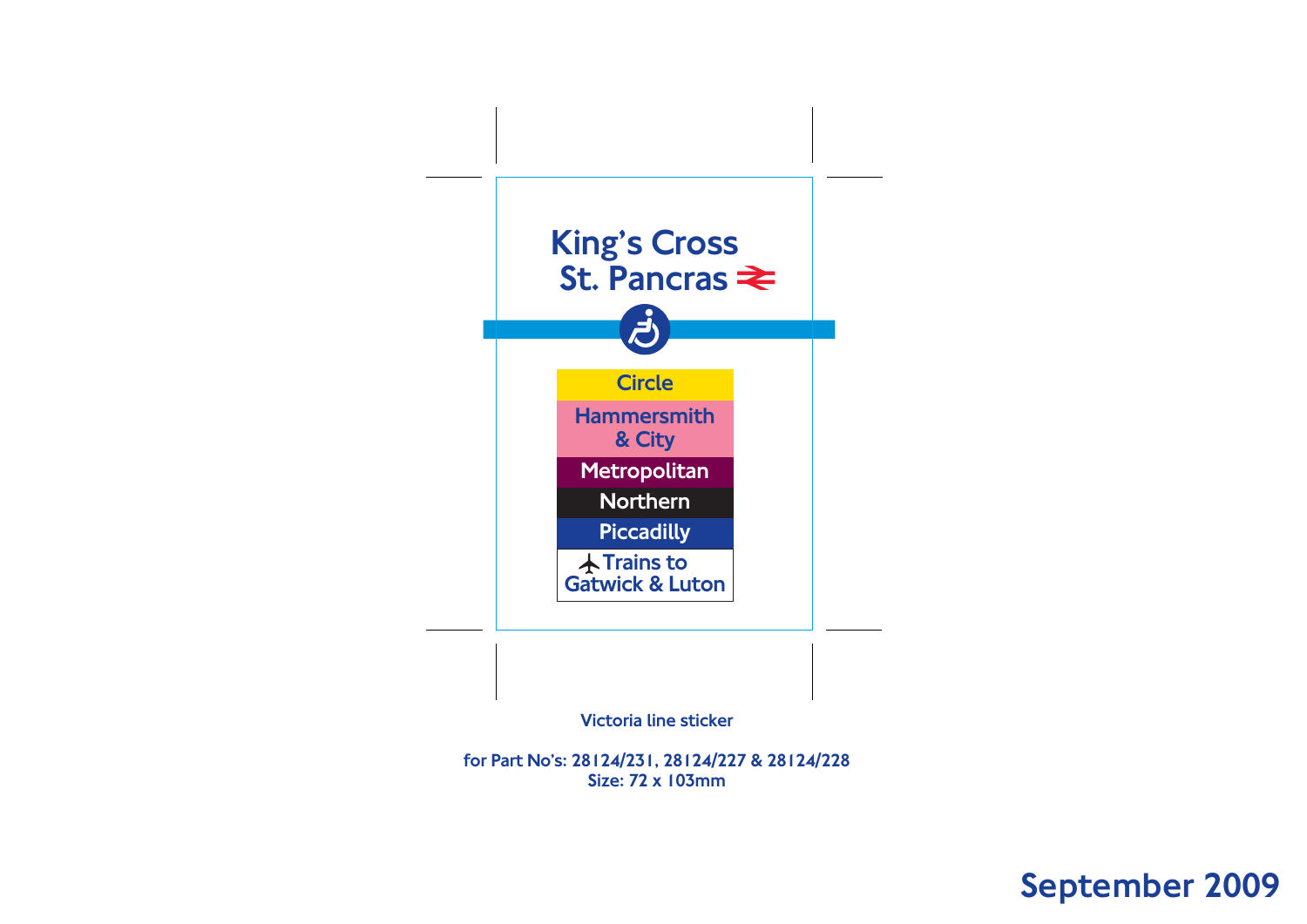King's Cross
St. Pancras

Circle

Hammersmith & City

Metropolitan

Northern

Piccadilly

Trains to Gatwick & Luton

Victoria line sticker

for Part No's: 28124/231, 28124/227 & 28124/228
Size: 72 x 103mm

September 2009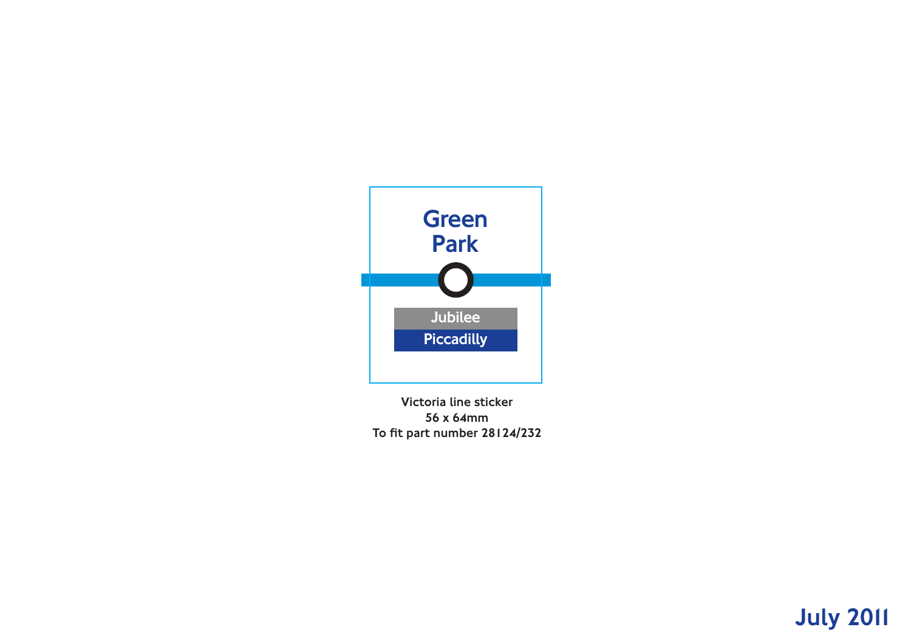Green Park

Jubilee

Piccadilly

Victoria line sticker
56 x 64mm
To fit part number 28124/232

July 2011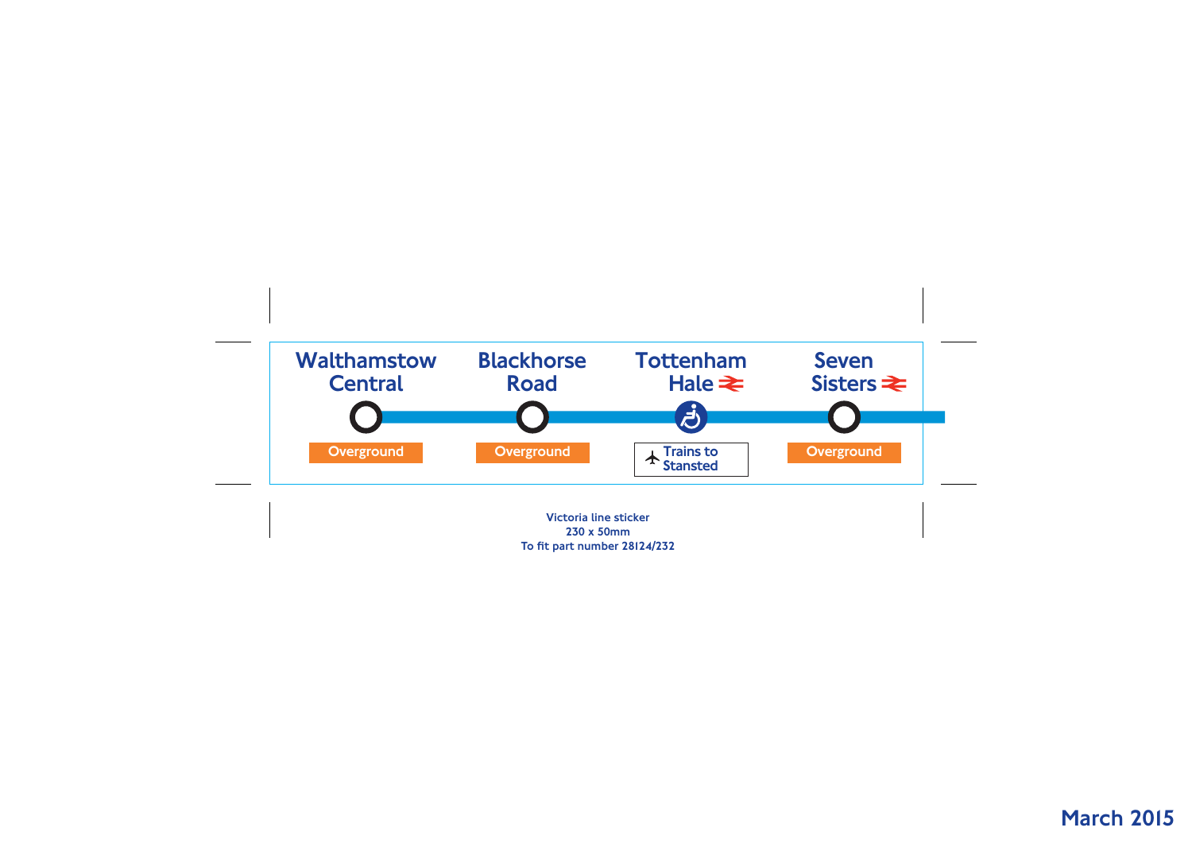Walthamstow Central

Overground

Blackhorse Road

Overground

Tottenham Hale

Trains to Stansted

Seven Sisters

Overground

Victoria line sticker
230 x 50mm
To fit part number 28124/232

March 2015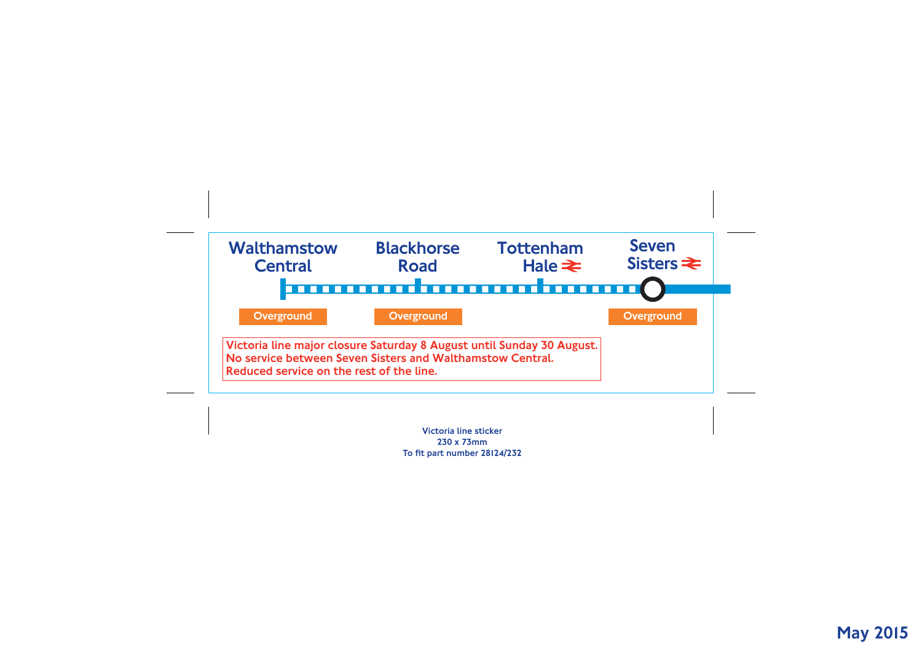Walthamstow Central | Blackhorse Road | Tottenham Hale | Seven Sisters

Overground | Overground | | Overground

**Victoria line major closure Saturday 8 August until Sunday 30 August.**
**No service between Seven Sisters and Walthamstow Central.**
**Reduced service on the rest of the line.**

Victoria line sticker
230 x 73mm
To fit part number 28124/232

**May 2015**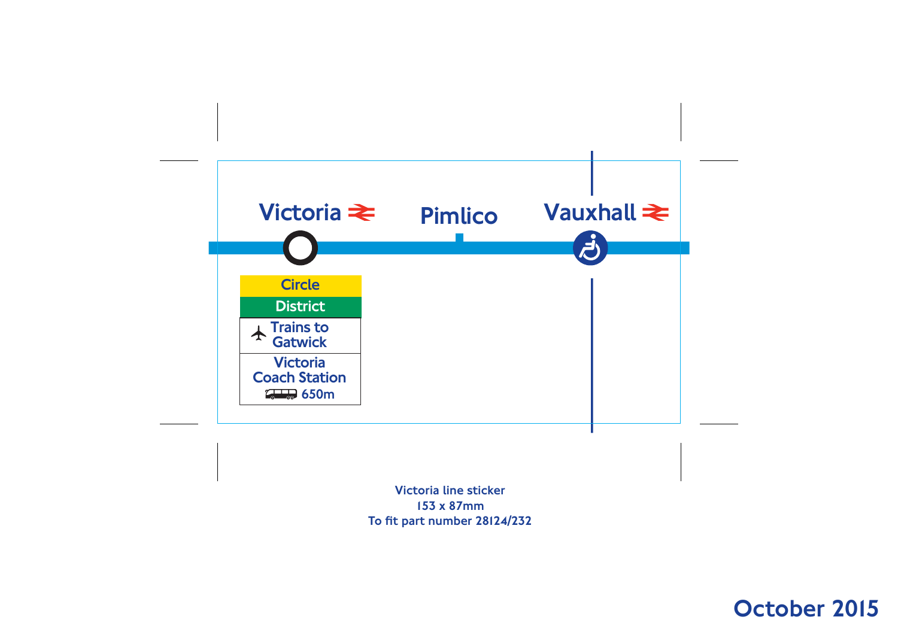Victoria

Pimlico

Vauxhall

Circle

District

Trains to Gatwick

Victoria Coach Station 650m

Victoria line sticker
153 x 87mm
To fit part number 28124/232

October 2015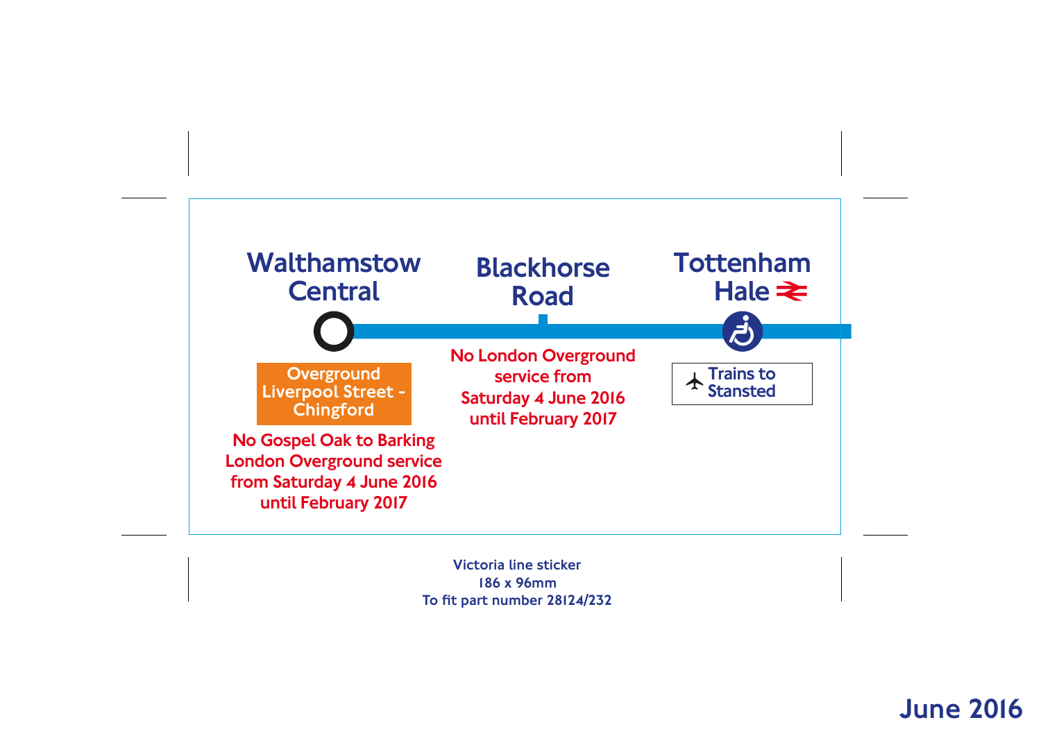Walthamstow Central

Blackhorse Road

Tottenham Hale

Overground Liverpool Street - Chingford

No Gospel Oak to Barking London Overground service from Saturday 4 June 2016 until February 2017

No London Overground service from Saturday 4 June 2016 until February 2017

Trains to Stansted

Victoria line sticker
186 x 96mm
To fit part number 28124/232

June 2016